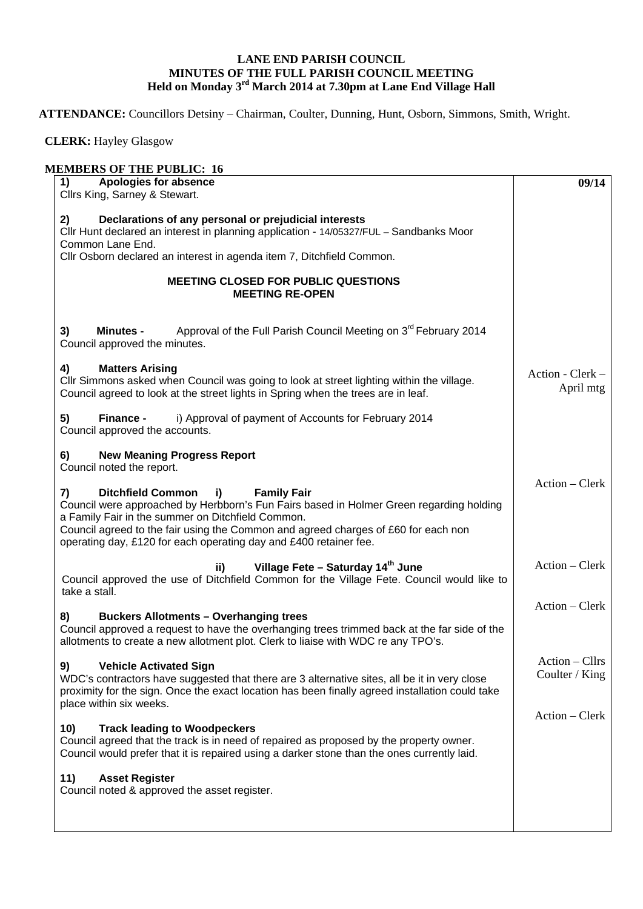# LANE END PARISH COUNCIL
## MINUTES OF THE FULL PARISH COUNCIL MEETING
### Held on Monday 3rd March 2014 at 7.30pm at Lane End Village Hall

**ATTENDANCE:** Councillors Detsiny – Chairman, Coulter, Dunning, Hunt, Osborn, Simmons, Smith, Wright.

**CLERK:** Hayley Glasgow

**MEMBERS OF THE PUBLIC: 16**

| | **09/14** |
|---|---|
| **1) Apologies for absence**<br>Cllrs King, Sarney & Stewart. | |
| **2) Declarations of any personal or prejudicial interests**<br>Cllr Hunt declared an interest in planning application - 14/05327/FUL – Sandbanks Moor Common Lane End.<br>Cllr Osborn declared an interest in agenda item 7, Ditchfield Common. | |
| **MEETING CLOSED FOR PUBLIC QUESTIONS**<br>**MEETING RE-OPEN** | |
| **3) Minutes -** Approval of the Full Parish Council Meeting on 3rd February 2014<br>Council approved the minutes. | |
| **4) Matters Arising**<br>Cllr Simmons asked when Council was going to look at street lighting within the village. Council agreed to look at the street lights in Spring when the trees are in leaf. | Action - Clerk – April mtg |
| **5) Finance -** i) Approval of payment of Accounts for February 2014<br>Council approved the accounts. | |
| **6) New Meaning Progress Report**<br>Council noted the report. | |
| **7) Ditchfield Common i) Family Fair**<br>Council were approached by Herbborn's Fun Fairs based in Holmer Green regarding holding a Family Fair in the summer on Ditchfield Common.<br>Council agreed to the fair using the Common and agreed charges of £60 for each non operating day, £120 for each operating day and £400 retainer fee. | Action – Clerk |
| **ii) Village Fete – Saturday 14th June**<br>Council approved the use of Ditchfield Common for the Village Fete. Council would like to take a stall. | Action – Clerk |
| **8) Buckers Allotments – Overhanging trees**<br>Council approved a request to have the overhanging trees trimmed back at the far side of the allotments to create a new allotment plot. Clerk to liaise with WDC re any TPO's. | Action – Clerk |
| **9) Vehicle Activated Sign**<br>WDC's contractors have suggested that there are 3 alternative sites, all be it in very close proximity for the sign. Once the exact location has been finally agreed installation could take place within six weeks. | Action – Cllrs Coulter / King |
| **10) Track leading to Woodpeckers**<br>Council agreed that the track is in need of repaired as proposed by the property owner. Council would prefer that it is repaired using a darker stone than the ones currently laid. | Action – Clerk |
| **11) Asset Register**<br>Council noted & approved the asset register. | |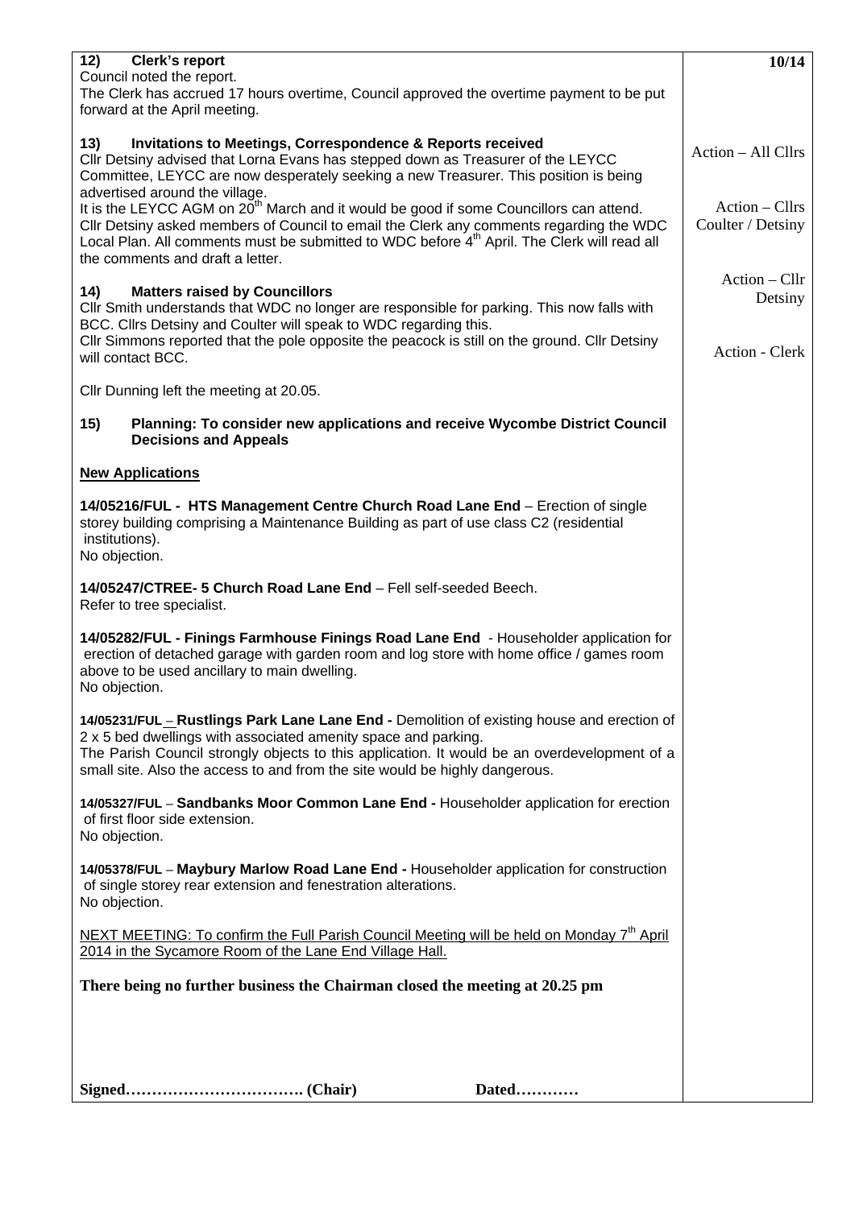**12) Clerk's report**

Council noted the report.

The Clerk has accrued 17 hours overtime, Council approved the overtime payment to be put forward at the April meeting.

**13) Invitations to Meetings, Correspondence & Reports received**

Cllr Detsiny advised that Lorna Evans has stepped down as Treasurer of the LEYCC Committee, LEYCC are now desperately seeking a new Treasurer. This position is being advertised around the village. *Action – All Cllrs*

It is the LEYCC AGM on 20th March and it would be good if some Councillors can attend. *Action – Cllrs Coulter / Detsiny*

Cllr Detsiny asked members of Council to email the Clerk any comments regarding the WDC Local Plan. All comments must be submitted to WDC before 4th April. The Clerk will read all the comments and draft a letter.

**14) Matters raised by Councillors**

Cllr Smith understands that WDC no longer are responsible for parking. This now falls with BCC. Cllrs Detsiny and Coulter will speak to WDC regarding this. *Action – Cllr Detsiny*

Cllr Simmons reported that the pole opposite the peacock is still on the ground. Cllr Detsiny will contact BCC. *Action - Clerk*

Cllr Dunning left the meeting at 20.05.

**15) Planning: To consider new applications and receive Wycombe District Council Decisions and Appeals**

**New Applications**

**14/05216/FUL - HTS Management Centre Church Road Lane End** – Erection of single storey building comprising a Maintenance Building as part of use class C2 (residential institutions).
No objection.

**14/05247/CTREE- 5 Church Road Lane End** – Fell self-seeded Beech.
Refer to tree specialist.

**14/05282/FUL - Finings Farmhouse Finings Road Lane End** - Householder application for erection of detached garage with garden room and log store with home office / games room above to be used ancillary to main dwelling.
No objection.

**14/05231/FUL – Rustlings Park Lane Lane End -** Demolition of existing house and erection of 2 x 5 bed dwellings with associated amenity space and parking.
The Parish Council strongly objects to this application. It would be an overdevelopment of a small site. Also the access to and from the site would be highly dangerous.

**14/05327/FUL – Sandbanks Moor Common Lane End -** Householder application for erection of first floor side extension.
No objection.

**14/05378/FUL – Maybury Marlow Road Lane End -** Householder application for construction of single storey rear extension and fenestration alterations.
No objection.

NEXT MEETING: To confirm the Full Parish Council Meeting will be held on Monday 7th April 2014 in the Sycamore Room of the Lane End Village Hall.

**There being no further business the Chairman closed the meeting at 20.25 pm**

**Signed……………………………. (Chair) Dated…………**